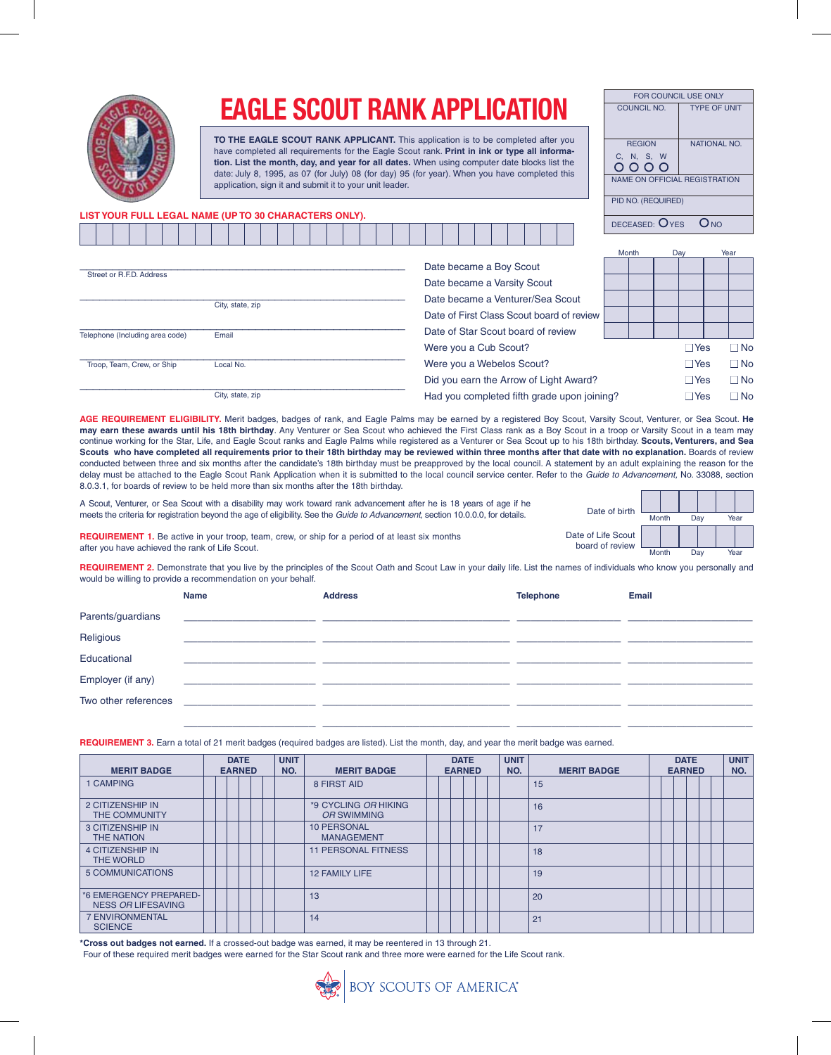# EAGLE SCOUT RANK APPLICATION

**TO THE EAGLE SCOUT RANK APPLICANT.** This application is to be completed after you have completed all requirements for the Eagle Scout rank. **Print in ink or type all information. List the month, day, and year for all dates.** When using computer date blocks list the date: July 8, 1995, as 07 (for July) 08 (for day) 95 (for year). When you have completed this application, sign it and submit it to your unit leader.

| FOR COUNCIL USE ONLY | |
|---|---|
| COUNCIL NO. | TYPE OF UNIT |
| REGION C, N, S, W ○ ○ ○ ○ | NATIONAL NO. |
| NAME ON OFFICIAL REGISTRATION | |
| PID NO. (REQUIRED) | |
| DECEASED: ○ YES ○ NO | |

**LIST YOUR FULL LEGAL NAME (UP TO 30 CHARACTERS ONLY).**

Street or R.F.D. Address

City, state, zip

Telephone (Including area code) Email

Troop, Team, Crew, or Ship Local No.

City, state, zip

| | Month | Day | Year |
|---|---|---|---|
| Date became a Boy Scout | | | |
| Date became a Varsity Scout | | | |
| Date became a Venturer/Sea Scout | | | |
| Date of First Class Scout board of review | | | |
| Date of Star Scout board of review | | | |

| | | |
|---|---|---|
| Were you a Cub Scout? | ☐ Yes | ☐ No |
| Were you a Webelos Scout? | ☐ Yes | ☐ No |
| Did you earn the Arrow of Light Award? | ☐ Yes | ☐ No |
| Had you completed fifth grade upon joining? | ☐ Yes | ☐ No |

**AGE REQUIREMENT ELIGIBILITY.** Merit badges, badges of rank, and Eagle Palms may be earned by a registered Boy Scout, Varsity Scout, Venturer, or Sea Scout. **He may earn these awards until his 18th birthday**. Any Venturer or Sea Scout who achieved the First Class rank as a Boy Scout in a troop or Varsity Scout in a team may continue working for the Star, Life, and Eagle Scout ranks and Eagle Palms while registered as a Venturer or Sea Scout up to his 18th birthday. **Scouts, Venturers, and Sea Scouts who have completed all requirements prior to their 18th birthday may be reviewed within three months after that date with no explanation.** Boards of review conducted between three and six months after the candidate's 18th birthday must be preapproved by the local council. A statement by an adult explaining the reason for the delay must be attached to the Eagle Scout Rank Application when it is submitted to the local council service center. Refer to the *Guide to Advancement*, No. 33088, section 8.0.3.1, for boards of review to be held more than six months after the 18th birthday.

A Scout, Venturer, or Sea Scout with a disability may work toward rank advancement after he is 18 years of age if he meets the criteria for registration beyond the age of eligibility. See the *Guide to Advancement*, section 10.0.0.0, for details.

| | Month | Day | Year |
|---|---|---|---|
| Date of birth | | | |
| Date of Life Scout board of review | | | |

**REQUIREMENT 1.** Be active in your troop, team, crew, or ship for a period of at least six months after you have achieved the rank of Life Scout.

**REQUIREMENT 2.** Demonstrate that you live by the principles of the Scout Oath and Scout Law in your daily life. List the names of individuals who know you personally and would be willing to provide a recommendation on your behalf.

| | Name | Address | Telephone | Email |
|---|---|---|---|---|
| Parents/guardians | | | | |
| Religious | | | | |
| Educational | | | | |
| Employer (if any) | | | | |
| Two other references | | | | |
| | | | | |

**REQUIREMENT 3.** Earn a total of 21 merit badges (required badges are listed). List the month, day, and year the merit badge was earned.

| MERIT BADGE | DATE EARNED | UNIT NO. | MERIT BADGE | DATE EARNED | UNIT NO. | MERIT BADGE | DATE EARNED | UNIT NO. |
|---|---|---|---|---|---|---|---|---|
| 1 CAMPING | | | 8 FIRST AID | | | 15 | | |
| 2 CITIZENSHIP IN THE COMMUNITY | | | *9 CYCLING *OR* HIKING *OR* SWIMMING | | | 16 | | |
| 3 CITIZENSHIP IN THE NATION | | | 10 PERSONAL MANAGEMENT | | | 17 | | |
| 4 CITIZENSHIP IN THE WORLD | | | 11 PERSONAL FITNESS | | | 18 | | |
| 5 COMMUNICATIONS | | | 12 FAMILY LIFE | | | 19 | | |
| *6 EMERGENCY PREPAREDNESS *OR* LIFESAVING | | | 13 | | | 20 | | |
| 7 ENVIRONMENTAL SCIENCE | | | 14 | | | 21 | | |

***Cross out badges not earned.** If a crossed-out badge was earned, it may be reentered in 13 through 21.
Four of these required merit badges were earned for the Star Scout rank and three more were earned for the Life Scout rank.

BOY SCOUTS OF AMERICA®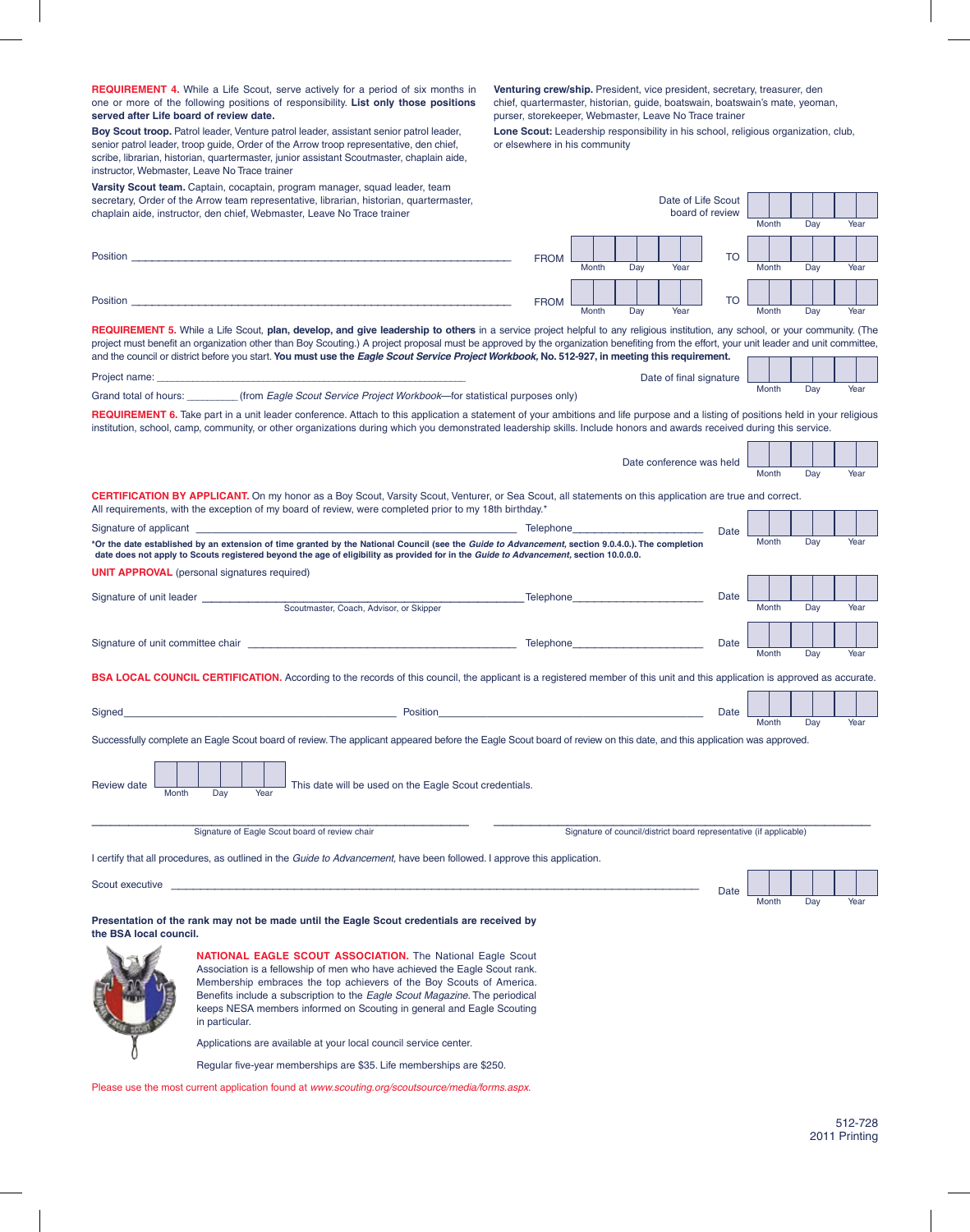**REQUIREMENT 4.** While a Life Scout, serve actively for a period of six months in one or more of the following positions of responsibility. **List only those positions served after Life board of review date.**

**Boy Scout troop.** Patrol leader, Venture patrol leader, assistant senior patrol leader, senior patrol leader, troop guide, Order of the Arrow troop representative, den chief, scribe, librarian, historian, quartermaster, junior assistant Scoutmaster, chaplain aide, instructor, Webmaster, Leave No Trace trainer

**Varsity Scout team.** Captain, cocaptain, program manager, squad leader, team secretary, Order of the Arrow team representative, librarian, historian, quartermaster, chaplain aide, instructor, den chief, Webmaster, Leave No Trace trainer

**Venturing crew/ship.** President, vice president, secretary, treasurer, den chief, quartermaster, historian, guide, boatswain, boatswain's mate, yeoman, purser, storekeeper, Webmaster, Leave No Trace trainer

**Lone Scout:** Leadership responsibility in his school, religious organization, club, or elsewhere in his community

Date of Life Scout board of review ___ Month ___ Day ___ Year

Position ______________________________ FROM ___ Month ___ Day ___ Year TO ___ Month ___ Day ___ Year

Position ______________________________ FROM ___ Month ___ Day ___ Year TO ___ Month ___ Day ___ Year

**REQUIREMENT 5.** While a Life Scout, **plan, develop, and give leadership to others** in a service project helpful to any religious institution, any school, or your community. (The project must benefit an organization other than Boy Scouting.) A project proposal must be approved by the organization benefiting from the effort, your unit leader and unit committee, and the council or district before you start. **You must use the *Eagle Scout Service Project Workbook*, No. 512-927, in meeting this requirement.**

Project name: ______________________________ Date of final signature ___ Month ___ Day ___ Year

Grand total of hours: _________ (from *Eagle Scout Service Project Workbook*—for statistical purposes only)

**REQUIREMENT 6.** Take part in a unit leader conference. Attach to this application a statement of your ambitions and life purpose and a listing of positions held in your religious institution, school, camp, community, or other organizations during which you demonstrated leadership skills. Include honors and awards received during this service.

Date conference was held ___ Month ___ Day ___ Year

**CERTIFICATION BY APPLICANT.** On my honor as a Boy Scout, Varsity Scout, Venturer, or Sea Scout, all statements on this application are true and correct. All requirements, with the exception of my board of review, were completed prior to my 18th birthday.*

Signature of applicant ______________________________ Telephone ______________ Date ___ Month ___ Day ___ Year

**\*Or the date established by an extension of time granted by the National Council (see the *Guide to Advancement*, section 9.0.4.0.). The completion date does not apply to Scouts registered beyond the age of eligibility as provided for in the *Guide to Advancement*, section 10.0.0.0.**

**UNIT APPROVAL** (personal signatures required)

Signature of unit leader ______________________________ Telephone ______________ Date ___ Month ___ Day ___ Year
Scoutmaster, Coach, Advisor, or Skipper

Signature of unit committee chair ______________________________ Telephone ______________ Date ___ Month ___ Day ___ Year

**BSA LOCAL COUNCIL CERTIFICATION.** According to the records of this council, the applicant is a registered member of this unit and this application is approved as accurate.

Signed ______________________________ Position ______________________________ Date ___ Month ___ Day ___ Year

Successfully complete an Eagle Scout board of review. The applicant appeared before the Eagle Scout board of review on this date, and this application was approved.

Review date ___ Month ___ Day ___ Year This date will be used on the Eagle Scout credentials.

______________________________ Signature of Eagle Scout board of review chair

______________________________ Signature of council/district board representative (if applicable)

I certify that all procedures, as outlined in the *Guide to Advancement*, have been followed. I approve this application.

Scout executive ______________________________ Date ___ Month ___ Day ___ Year

**Presentation of the rank may not be made until the Eagle Scout credentials are received by the BSA local council.**

**NATIONAL EAGLE SCOUT ASSOCIATION.** The National Eagle Scout Association is a fellowship of men who have achieved the Eagle Scout rank. Membership embraces the top achievers of the Boy Scouts of America. Benefits include a subscription to the *Eagle Scout Magazine*. The periodical keeps NESA members informed on Scouting in general and Eagle Scouting in particular.

Applications are available at your local council service center.

Regular five-year memberships are $35. Life memberships are $250.

Please use the most current application found at *www.scouting.org/scoutsource/media/forms.aspx*.

512-728
2011 Printing